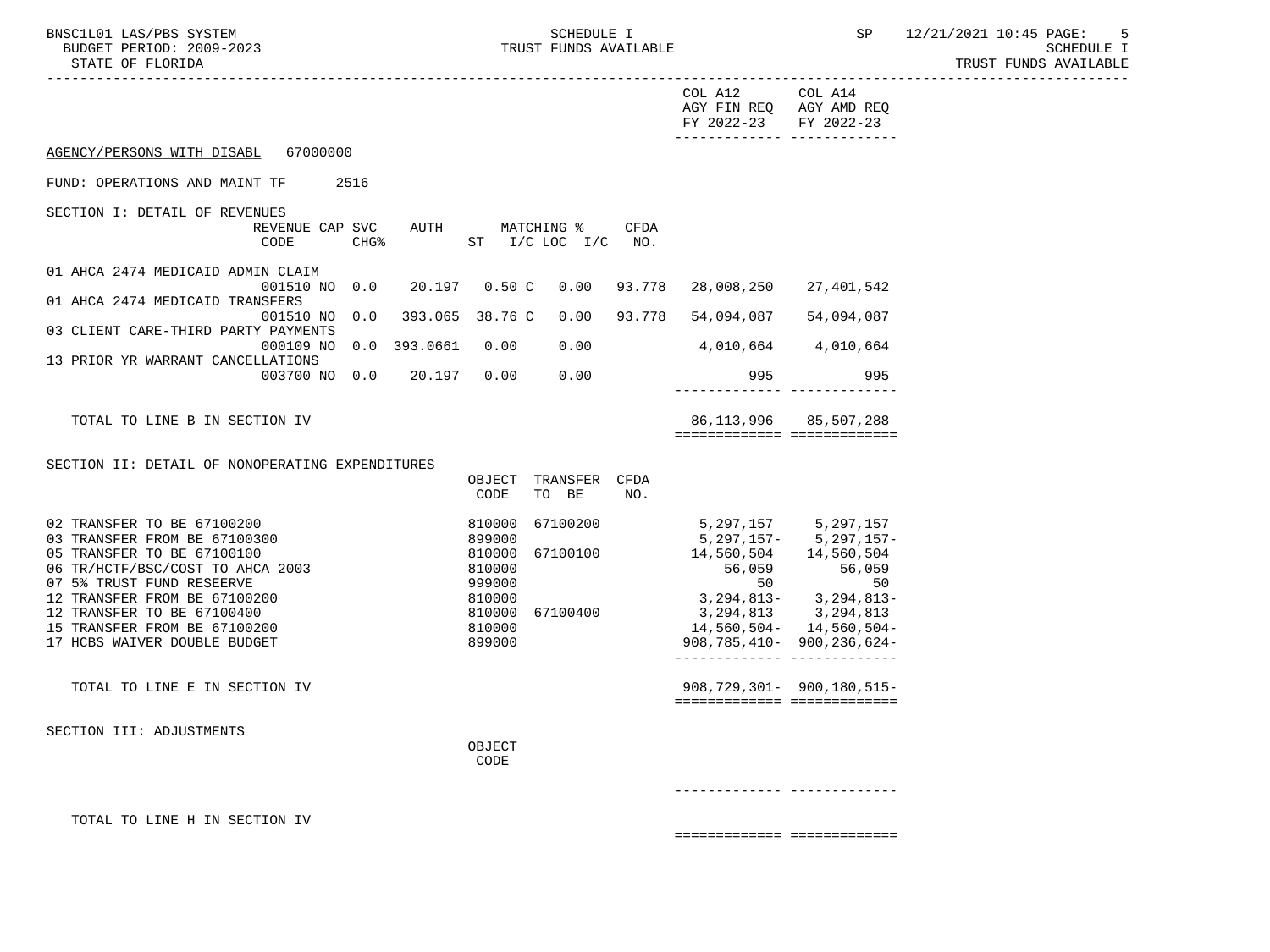SCHEDULE I
TRUST FUNDS AVAILABLE

AGENCY/PERSONS WITH DISABL 67000000

FUND: OPERATIONS AND MAINT TF 2516

SECTION I: DETAIL OF REVENUES

| | REVENUE CODE | CAP SVC CHG% | AUTH | MATCHING % ST | I/C LOC | I/C | CFDA NO. | COL A12 AGY FIN REQ FY 2022-23 | COL A14 AGY AMD REQ FY 2022-23 |
|---|---|---|---|---|---|---|---|---|---|
| 01 AHCA 2474 MEDICAID ADMIN CLAIM | 001510 | NO 0.0 | 20.197 | 0.50 | C | 0.00 | 93.778 | 28,008,250 | 27,401,542 |
| 01 AHCA 2474 MEDICAID TRANSFERS | 001510 | NO 0.0 | 393.065 | 38.76 | C | 0.00 | 93.778 | 54,094,087 | 54,094,087 |
| 03 CLIENT CARE-THIRD PARTY PAYMENTS | 000109 | NO 0.0 | 393.0661 | 0.00 | | 0.00 | | 4,010,664 | 4,010,664 |
| 13 PRIOR YR WARRANT CANCELLATIONS | 003700 | NO 0.0 | 20.197 | 0.00 | | 0.00 | | 995 | 995 |
| TOTAL TO LINE B IN SECTION IV | | | | | | | | 86,113,996 | 85,507,288 |

SECTION II: DETAIL OF NONOPERATING EXPENDITURES

| | OBJECT CODE | TRANSFER TO BE | CFDA NO. | COL A12 AGY FIN REQ FY 2022-23 | COL A14 AGY AMD REQ FY 2022-23 |
|---|---|---|---|---|---|
| 02 TRANSFER TO BE 67100200 | 810000 | 67100200 | | 5,297,157 | 5,297,157 |
| 03 TRANSFER FROM BE 67100300 | 899000 | | | 5,297,157- | 5,297,157- |
| 05 TRANSFER TO BE 67100100 | 810000 | 67100100 | | 14,560,504 | 14,560,504 |
| 06 TR/HCTF/BSC/COST TO AHCA 2003 | 810000 | | | 56,059 | 56,059 |
| 07 5% TRUST FUND RESEERVE | 999000 | | | 50 | 50 |
| 12 TRANSFER FROM BE 67100200 | 810000 | | | 3,294,813- | 3,294,813- |
| 12 TRANSFER TO BE 67100400 | 810000 | 67100400 | | 3,294,813 | 3,294,813 |
| 15 TRANSFER FROM BE 67100200 | 810000 | | | 14,560,504- | 14,560,504- |
| 17 HCBS WAIVER DOUBLE BUDGET | 899000 | | | 908,785,410- | 900,236,624- |
| TOTAL TO LINE E IN SECTION IV | | | | 908,729,301- | 900,180,515- |

SECTION III: ADJUSTMENTS

| | OBJECT CODE | COL A12 AGY FIN REQ FY 2022-23 | COL A14 AGY AMD REQ FY 2022-23 |
|---|---|---|---|
| TOTAL TO LINE H IN SECTION IV | | | |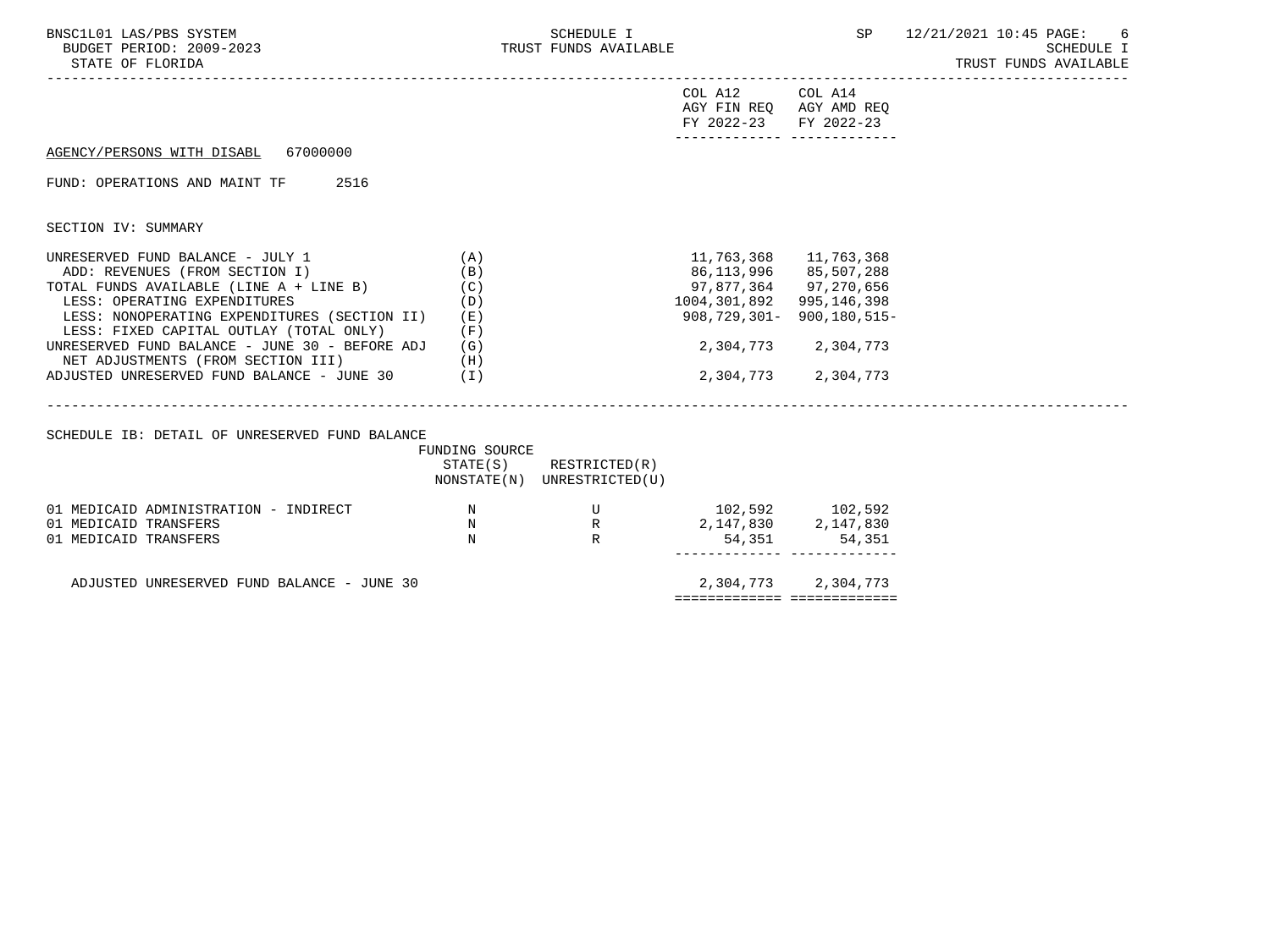| | | COL A12 AGY FIN REQ FY 2022-23 | COL A14 AGY AMD REQ FY 2022-23 |
|---|---|---|---|

AGENCY/PERSONS WITH DISABL 67000000

FUND: OPERATIONS AND MAINT TF 2516

SECTION IV: SUMMARY

| | | COL A12 AGY FIN REQ FY 2022-23 | COL A14 AGY AMD REQ FY 2022-23 |
|---|---|---|---|
| UNRESERVED FUND BALANCE - JULY 1 | (A) | 11,763,368 | 11,763,368 |
| ADD: REVENUES (FROM SECTION I) | (B) | 86,113,996 | 85,507,288 |
| TOTAL FUNDS AVAILABLE (LINE A + LINE B) | (C) | 97,877,364 | 97,270,656 |
| LESS: OPERATING EXPENDITURES | (D) | 1004,301,892 | 995,146,398 |
| LESS: NONOPERATING EXPENDITURES (SECTION II) | (E) | 908,729,301- | 900,180,515- |
| LESS: FIXED CAPITAL OUTLAY (TOTAL ONLY) | (F) | | |
| UNRESERVED FUND BALANCE - JUNE 30 - BEFORE ADJ | (G) | 2,304,773 | 2,304,773 |
| NET ADJUSTMENTS (FROM SECTION III) | (H) | | |
| ADJUSTED UNRESERVED FUND BALANCE - JUNE 30 | (I) | 2,304,773 | 2,304,773 |

SCHEDULE IB: DETAIL OF UNRESERVED FUND BALANCE

| | FUNDING SOURCE STATE(S) NONSTATE(N) | RESTRICTED(R) UNRESTRICTED(U) | COL A12 | COL A14 |
|---|---|---|---|---|
| 01 MEDICAID ADMINISTRATION - INDIRECT | N | U | 102,592 | 102,592 |
| 01 MEDICAID TRANSFERS | N | R | 2,147,830 | 2,147,830 |
| 01 MEDICAID TRANSFERS | N | R | 54,351 | 54,351 |
| ADJUSTED UNRESERVED FUND BALANCE - JUNE 30 | | | 2,304,773 | 2,304,773 |